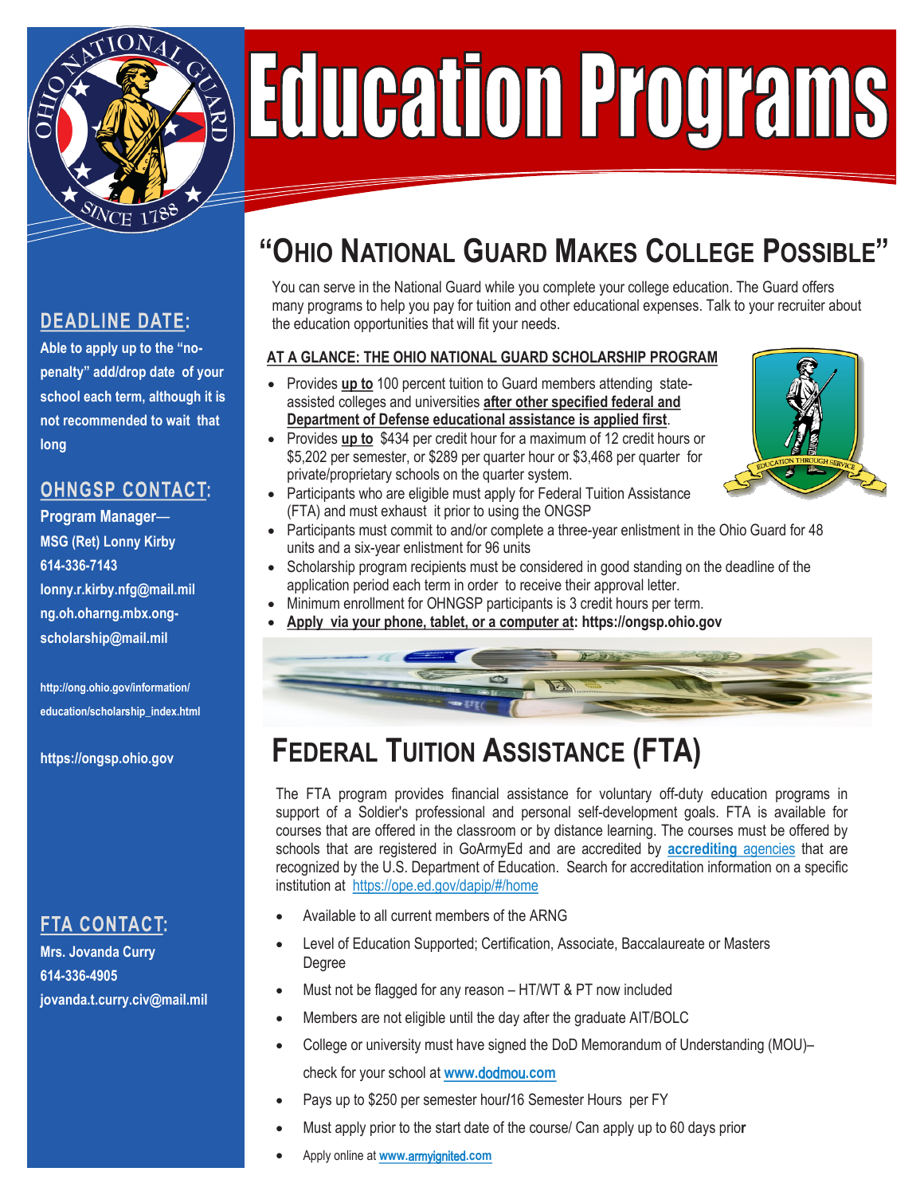# Education Programs

## "Ohio National Guard Makes College Possible"

You can serve in the National Guard while you complete your college education. The Guard offers many programs to help you pay for tuition and other educational expenses. Talk to your recruiter about the education opportunities that will fit your needs.

### AT A GLANCE: THE OHIO NATIONAL GUARD SCHOLARSHIP PROGRAM

- Provides **up to** 100 percent tuition to Guard members attending state-assisted colleges and universities **after other specified federal and Department of Defense educational assistance is applied first**.
- Provides **up to** $434 per credit hour for a maximum of 12 credit hours or $5,202 per semester, or $289 per quarter hour or $3,468 per quarter for private/proprietary schools on the quarter system.
- Participants who are eligible must apply for Federal Tuition Assistance (FTA) and must exhaust it prior to using the ONGSP
- Participants must commit to and/or complete a three-year enlistment in the Ohio Guard for 48 units and a six-year enlistment for 96 units
- Scholarship program recipients must be considered in good standing on the deadline of the application period each term in order to receive their approval letter.
- Minimum enrollment for OHNGSP participants is 3 credit hours per term.
- **Apply via your phone, tablet, or a computer at: https://ongsp.ohio.gov**

## Federal Tuition Assistance (FTA)

The FTA program provides financial assistance for voluntary off-duty education programs in support of a Soldier's professional and personal self-development goals. FTA is available for courses that are offered in the classroom or by distance learning. The courses must be offered by schools that are registered in GoArmyEd and are accredited by **accrediting** agencies that are recognized by the U.S. Department of Education. Search for accreditation information on a specific institution at https://ope.ed.gov/dapip/#/home

- Available to all current members of the ARNG
- Level of Education Supported; Certification, Associate, Baccalaureate or Masters Degree
- Must not be flagged for any reason – HT/WT & PT now included
- Members are not eligible until the day after the graduate AIT/BOLC
- College or university must have signed the DoD Memorandum of Understanding (MOU)– check for your school at www.dodmou.com
- Pays up to $250 per semester hour/16 Semester Hours per FY
- Must apply prior to the start date of the course/ Can apply up to 60 days prior
- Apply online at www.armyignited.com

### DEADLINE DATE:

**Able to apply up to the "no-penalty" add/drop date of your school each term, although it is not recommended to wait that long**

### OHNGSP CONTACT:

**Program Manager—**
**MSG (Ret) Lonny Kirby**
**614-336-7143**
**lonny.r.kirby.nfg@mail.mil**
**ng.oh.oharng.mbx.ong-scholarship@mail.mil**

**http://ong.ohio.gov/information/education/scholarship_index.html**

**https://ongsp.ohio.gov**

### FTA CONTACT:

**Mrs. Jovanda Curry**
**614-336-4905**
**jovanda.t.curry.civ@mail.mil**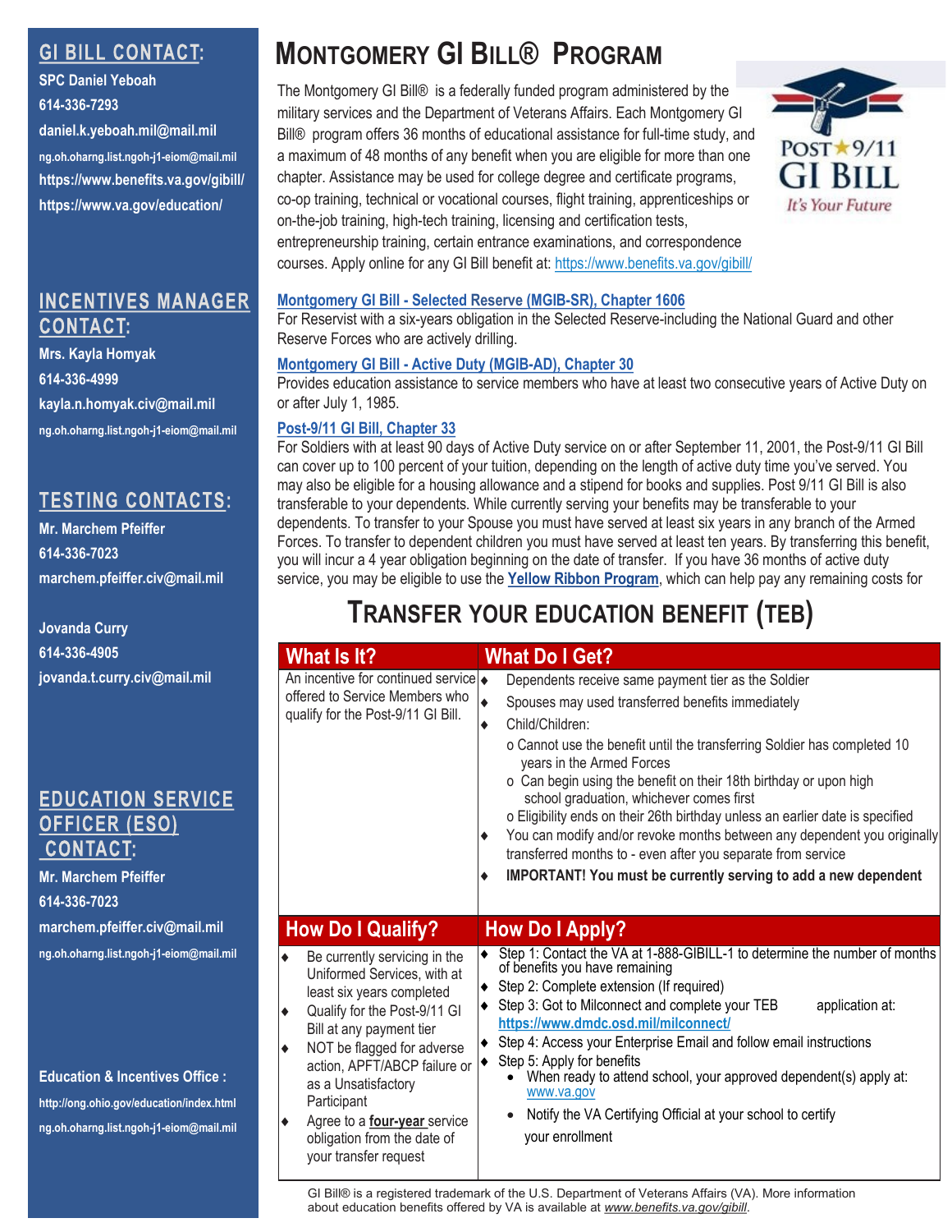## GI BILL CONTACT:

SPC Daniel Yeboah
614-336-7293
daniel.k.yeboah.mil@mail.mil
ng.oh.oharng.list.ngoh-j1-eiom@mail.mil
https://www.benefits.va.gov/gibill/
https://www.va.gov/education/

## INCENTIVES MANAGER CONTACT:

Mrs. Kayla Homyak
614-336-4999
kayla.n.homyak.civ@mail.mil
ng.oh.oharng.list.ngoh-j1-eiom@mail.mil

## TESTING CONTACTS:

Mr. Marchem Pfeiffer
614-336-7023
marchem.pfeiffer.civ@mail.mil

Jovanda Curry
614-336-4905
jovanda.t.curry.civ@mail.mil

## EDUCATION SERVICE OFFICER (ESO) CONTACT:

Mr. Marchem Pfeiffer
614-336-7023
marchem.pfeiffer.civ@mail.mil
ng.oh.oharng.list.ngoh-j1-eiom@mail.mil

**Education & Incentives Office :**
http://ong.ohio.gov/education/index.html
ng.oh.oharng.list.ngoh-j1-eiom@mail.mil

# MONTGOMERY GI BILL® PROGRAM

POST★9/11 GI BILL It's Your Future

The Montgomery GI Bill® is a federally funded program administered by the military services and the Department of Veterans Affairs. Each Montgomery GI Bill® program offers 36 months of educational assistance for full-time study, and a maximum of 48 months of any benefit when you are eligible for more than one chapter. Assistance may be used for college degree and certificate programs, co-op training, technical or vocational courses, flight training, apprenticeships or on-the-job training, high-tech training, licensing and certification tests, entrepreneurship training, certain entrance examinations, and correspondence courses. Apply online for any GI Bill benefit at: https://www.benefits.va.gov/gibill/

### Montgomery GI Bill - Selected Reserve (MGIB-SR), Chapter 1606

For Reservist with a six-years obligation in the Selected Reserve-including the National Guard and other Reserve Forces who are actively drilling.

### Montgomery GI Bill - Active Duty (MGIB-AD), Chapter 30

Provides education assistance to service members who have at least two consecutive years of Active Duty on or after July 1, 1985.

### Post-9/11 GI Bill, Chapter 33

For Soldiers with at least 90 days of Active Duty service on or after September 11, 2001, the Post-9/11 GI Bill can cover up to 100 percent of your tuition, depending on the length of active duty time you've served. You may also be eligible for a housing allowance and a stipend for books and supplies. Post 9/11 GI Bill is also transferable to your dependents. While currently serving your benefits may be transferable to your dependents. To transfer to your Spouse you must have served at least six years in any branch of the Armed Forces. To transfer to dependent children you must have served at least ten years. By transferring this benefit, you will incur a 4 year obligation beginning on the date of transfer. If you have 36 months of active duty service, you may be eligible to use the **Yellow Ribbon Program**, which can help pay any remaining costs for

# TRANSFER YOUR EDUCATION BENEFIT (TEB)

| What Is It? | What Do I Get? |
|---|---|
| An incentive for continued service offered to Service Members who qualify for the Post-9/11 GI Bill. | ◆ Dependents receive same payment tier as the Soldier<br>◆ Spouses may used transferred benefits immediately<br>◆ Child/Children:<br>o Cannot use the benefit until the transferring Soldier has completed 10 years in the Armed Forces<br>o Can begin using the benefit on their 18th birthday or upon high school graduation, whichever comes first<br>o Eligibility ends on their 26th birthday unless an earlier date is specified<br>◆ You can modify and/or revoke months between any dependent you originally transferred months to - even after you separate from service<br>◆ **IMPORTANT! You must be currently serving to add a new dependent** |
| **How Do I Qualify?** | **How Do I Apply?** |
| ◆ Be currently servicing in the Uniformed Services, with at least six years completed<br>◆ Qualify for the Post-9/11 GI Bill at any payment tier<br>◆ NOT be flagged for adverse action, APFT/ABCP failure or as a Unsatisfactory Participant<br>◆ Agree to a **four-year** service obligation from the date of your transfer request | ◆ Step 1: Contact the VA at 1-888-GIBILL-1 to determine the number of months of benefits you have remaining<br>◆ Step 2: Complete extension (If required)<br>◆ Step 3: Got to Milconnect and complete your TEB application at: https://www.dmdc.osd.mil/milconnect/<br>◆ Step 4: Access your Enterprise Email and follow email instructions<br>◆ Step 5: Apply for benefits<br>• When ready to attend school, your approved dependent(s) apply at: www.va.gov<br>• Notify the VA Certifying Official at your school to certify your enrollment |

GI Bill® is a registered trademark of the U.S. Department of Veterans Affairs (VA). More information about education benefits offered by VA is available at *www.benefits.va.gov/gibill*.